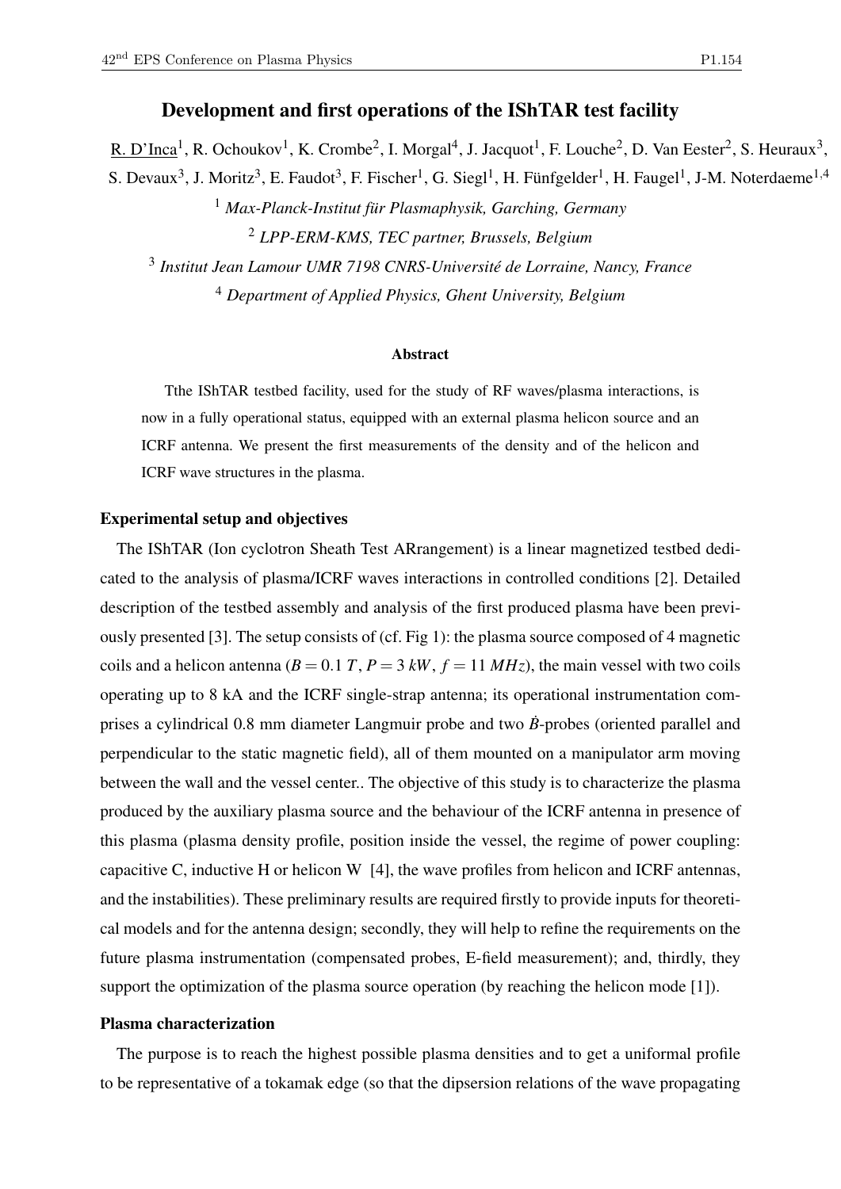# Development and first operations of the IShTAR test facility

R. D'Inca[1], R. Ochoukov[1], K. Crombe[2], I. Morgal[4], J. Jacquot[1], F. Louche[2], D. Van Eester[2], S. Heuraux[3], S. Devaux[3], J. Moritz[3], E. Faudot[3], F. Fischer[1], G. Siegl[1], H. Fünfgelder[1], H. Faugel[1], J-M. Noterdaeme[1,4]

[1] *Max-Planck-Institut für Plasmaphysik, Garching, Germany*

[2] *LPP-ERM-KMS, TEC partner, Brussels, Belgium*

[3] *Institut Jean Lamour UMR 7198 CNRS-Université de Lorraine, Nancy, France*

[4] *Department of Applied Physics, Ghent University, Belgium*

### Abstract

Tthe IShTAR testbed facility, used for the study of RF waves/plasma interactions, is now in a fully operational status, equipped with an external plasma helicon source and an ICRF antenna. We present the first measurements of the density and of the helicon and ICRF wave structures in the plasma.

## Experimental setup and objectives

The IShTAR (Ion cyclotron Sheath Test ARrangement) is a linear magnetized testbed dedicated to the analysis of plasma/ICRF waves interactions in controlled conditions [2]. Detailed description of the testbed assembly and analysis of the first produced plasma have been previously presented [3]. The setup consists of (cf. Fig 1): the plasma source composed of 4 magnetic coils and a helicon antenna ($B = 0.1\ T$, $P = 3\ kW$, $f = 11\ MHz$), the main vessel with two coils operating up to 8 kA and the ICRF single-strap antenna; its operational instrumentation comprises a cylindrical 0.8 mm diameter Langmuir probe and two $\dot{B}$-probes (oriented parallel and perpendicular to the static magnetic field), all of them mounted on a manipulator arm moving between the wall and the vessel center.. The objective of this study is to characterize the plasma produced by the auxiliary plasma source and the behaviour of the ICRF antenna in presence of this plasma (plasma density profile, position inside the vessel, the regime of power coupling: capacitive C, inductive H or helicon W [4], the wave profiles from helicon and ICRF antennas, and the instabilities). These preliminary results are required firstly to provide inputs for theoretical models and for the antenna design; secondly, they will help to refine the requirements on the future plasma instrumentation (compensated probes, E-field measurement); and, thirdly, they support the optimization of the plasma source operation (by reaching the helicon mode [1]).

## Plasma characterization

The purpose is to reach the highest possible plasma densities and to get a uniformal profile to be representative of a tokamak edge (so that the dipsersion relations of the wave propagating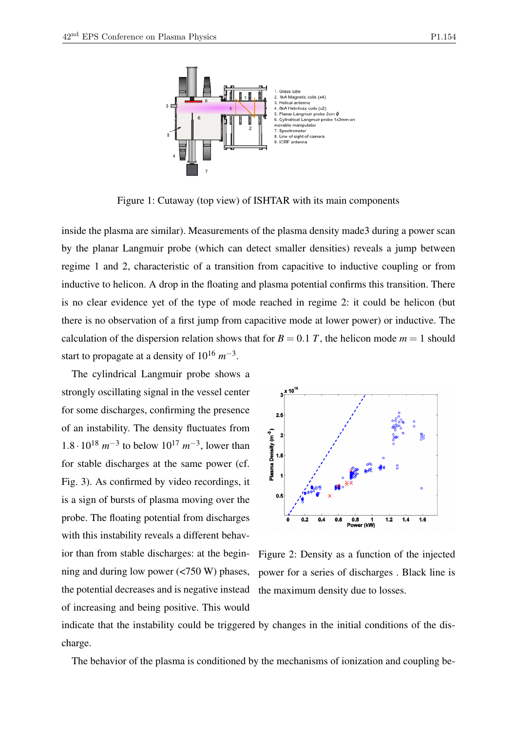Figure 1: Cutaway (top view) of ISHTAR with its main components

inside the plasma are similar). Measurements of the plasma density made3 during a power scan by the planar Langmuir probe (which can detect smaller densities) reveals a jump between regime 1 and 2, characteristic of a transition from capacitive to inductive coupling or from inductive to helicon. A drop in the floating and plasma potential confirms this transition. There is no clear evidence yet of the type of mode reached in regime 2: it could be helicon (but there is no observation of a first jump from capacitive mode at lower power) or inductive. The calculation of the dispersion relation shows that for $B = 0.1\ T$, the helicon mode $m = 1$ should start to propagate at a density of $10^{16}\ m^{-3}$.

The cylindrical Langmuir probe shows a strongly oscillating signal in the vessel center for some discharges, confirming the presence of an instability. The density fluctuates from $1.8 \cdot 10^{18}\ m^{-3}$ to below $10^{17}\ m^{-3}$, lower than for stable discharges at the same power (cf. Fig. 3). As confirmed by video recordings, it is a sign of bursts of plasma moving over the probe. The floating potential from discharges with this instability reveals a different behavior than from stable discharges: at the beginning and during low power (<750 W) phases, the potential decreases and is negative instead of increasing and being positive. This would indicate that the instability could be triggered by changes in the initial conditions of the discharge.

Figure 2: Density as a function of the injected power for a series of discharges . Black line is the maximum density due to losses.

The behavior of the plasma is conditioned by the mechanisms of ionization and coupling be-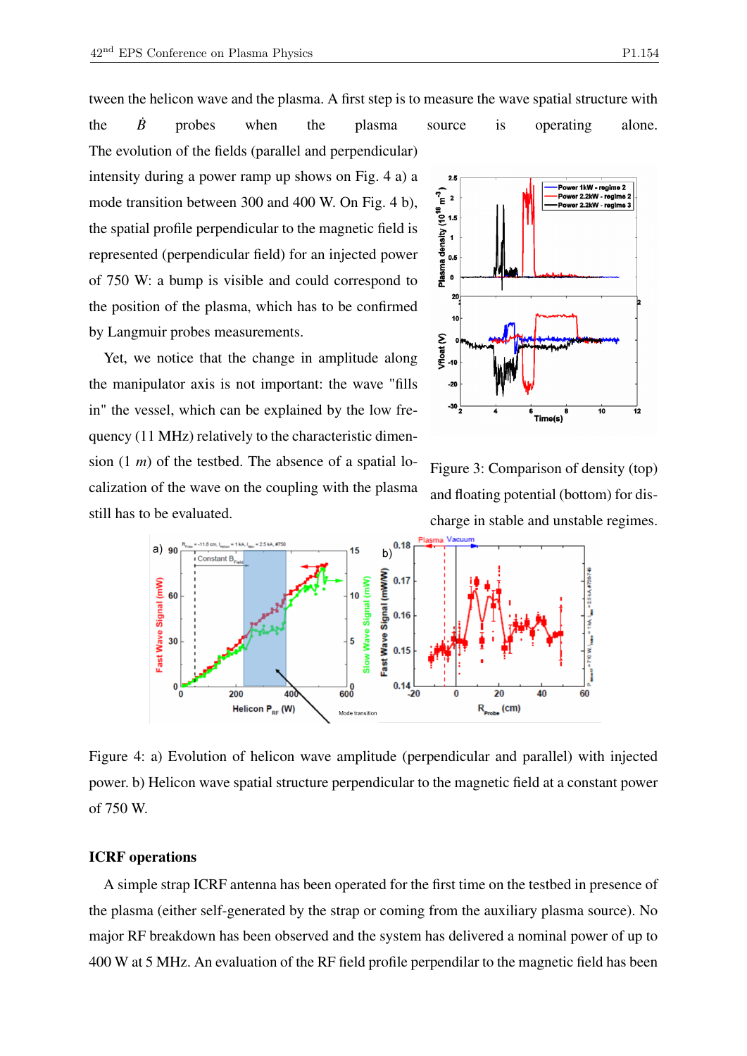tween the helicon wave and the plasma. A first step is to measure the wave spatial structure with the $\dot{B}$ probes when the plasma source is operating alone. The evolution of the fields (parallel and perpendicular) intensity during a power ramp up shows on Fig. 4 a) a mode transition between 300 and 400 W. On Fig. 4 b), the spatial profile perpendicular to the magnetic field is represented (perpendicular field) for an injected power of 750 W: a bump is visible and could correspond to the position of the plasma, which has to be confirmed by Langmuir probes measurements.

Yet, we notice that the change in amplitude along the manipulator axis is not important: the wave "fills in" the vessel, which can be explained by the low frequency (11 MHz) relatively to the characteristic dimension (1 $m$) of the testbed. The absence of a spatial localization of the wave on the coupling with the plasma still has to be evaluated.

Figure 3: Comparison of density (top) and floating potential (bottom) for discharge in stable and unstable regimes.

Figure 4: a) Evolution of helicon wave amplitude (perpendicular and parallel) with injected power. b) Helicon wave spatial structure perpendicular to the magnetic field at a constant power of 750 W.

**ICRF operations**

A simple strap ICRF antenna has been operated for the first time on the testbed in presence of the plasma (either self-generated by the strap or coming from the auxiliary plasma source). No major RF breakdown has been observed and the system has delivered a nominal power of up to 400 W at 5 MHz. An evaluation of the RF field profile perpendilar to the magnetic field has been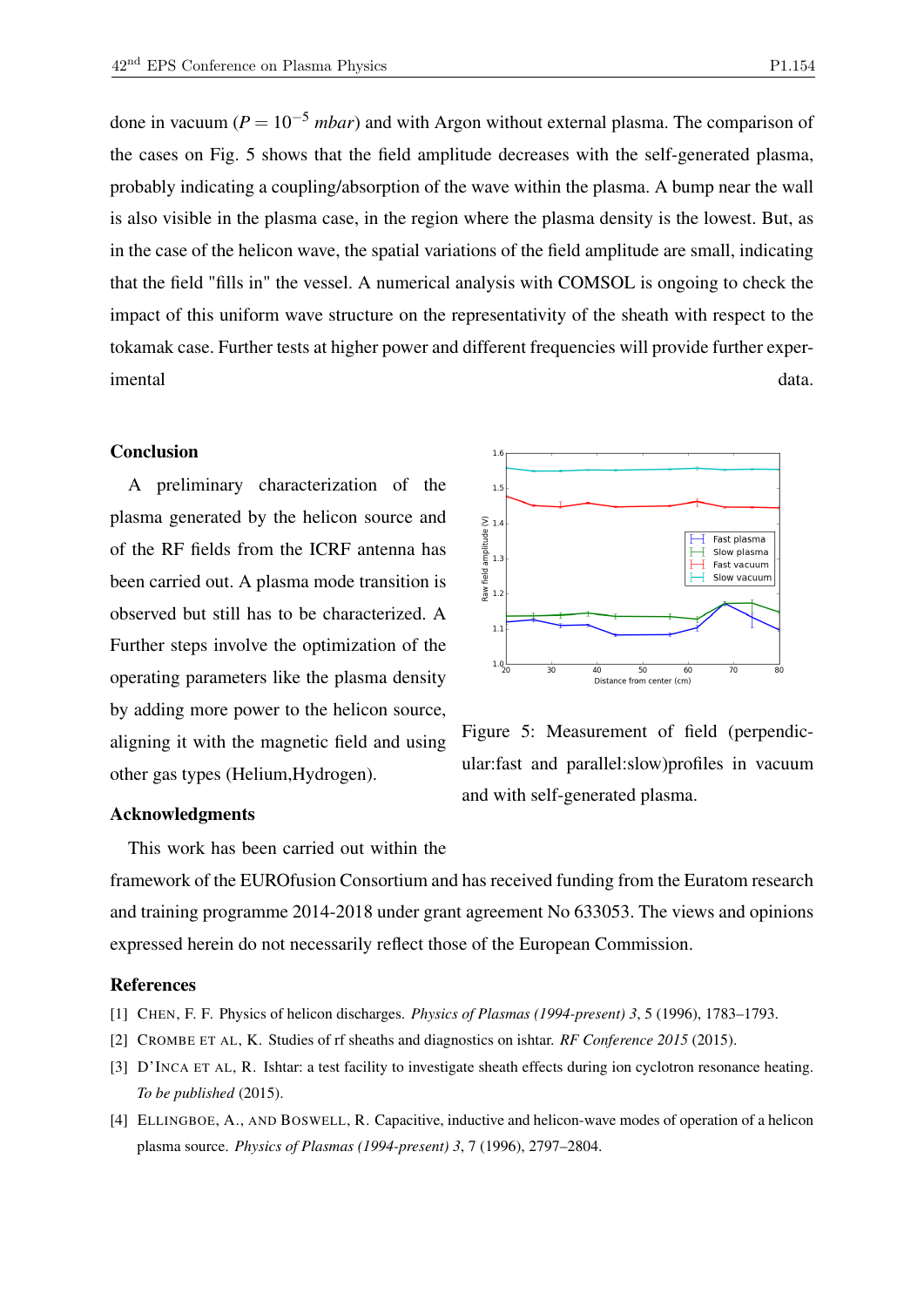done in vacuum ($P = 10^{-5}$ *mbar*) and with Argon without external plasma. The comparison of the cases on Fig. 5 shows that the field amplitude decreases with the self-generated plasma, probably indicating a coupling/absorption of the wave within the plasma. A bump near the wall is also visible in the plasma case, in the region where the plasma density is the lowest. But, as in the case of the helicon wave, the spatial variations of the field amplitude are small, indicating that the field "fills in" the vessel. A numerical analysis with COMSOL is ongoing to check the impact of this uniform wave structure on the representativity of the sheath with respect to the tokamak case. Further tests at higher power and different frequencies will provide further experimental data.

## Conclusion

A preliminary characterization of the plasma generated by the helicon source and of the RF fields from the ICRF antenna has been carried out. A plasma mode transition is observed but still has to be characterized. A Further steps involve the optimization of the operating parameters like the plasma density by adding more power to the helicon source, aligning it with the magnetic field and using other gas types (Helium,Hydrogen).

1.6
1.5
1.4
1.3
1.2
1.1
1.0
Raw field amplitude (V)
20 30 40 50 60 70 80
Distance from center (cm)
Fast plasma
Slow plasma
Fast vacuum
Slow vacuum

Figure 5: Measurement of field (perpendicular:fast and parallel:slow)profiles in vacuum and with self-generated plasma.

## Acknowledgments

This work has been carried out within the framework of the EUROfusion Consortium and has received funding from the Euratom research and training programme 2014-2018 under grant agreement No 633053. The views and opinions expressed herein do not necessarily reflect those of the European Commission.

## References

[1] CHEN, F. F. Physics of helicon discharges. *Physics of Plasmas (1994-present) 3*, 5 (1996), 1783–1793.

[2] CROMBE ET AL, K. Studies of rf sheaths and diagnostics on ishtar. *RF Conference 2015* (2015).

[3] D'INCA ET AL, R. Ishtar: a test facility to investigate sheath effects during ion cyclotron resonance heating. *To be published* (2015).

[4] ELLINGBOE, A., AND BOSWELL, R. Capacitive, inductive and helicon-wave modes of operation of a helicon plasma source. *Physics of Plasmas (1994-present) 3*, 7 (1996), 2797–2804.